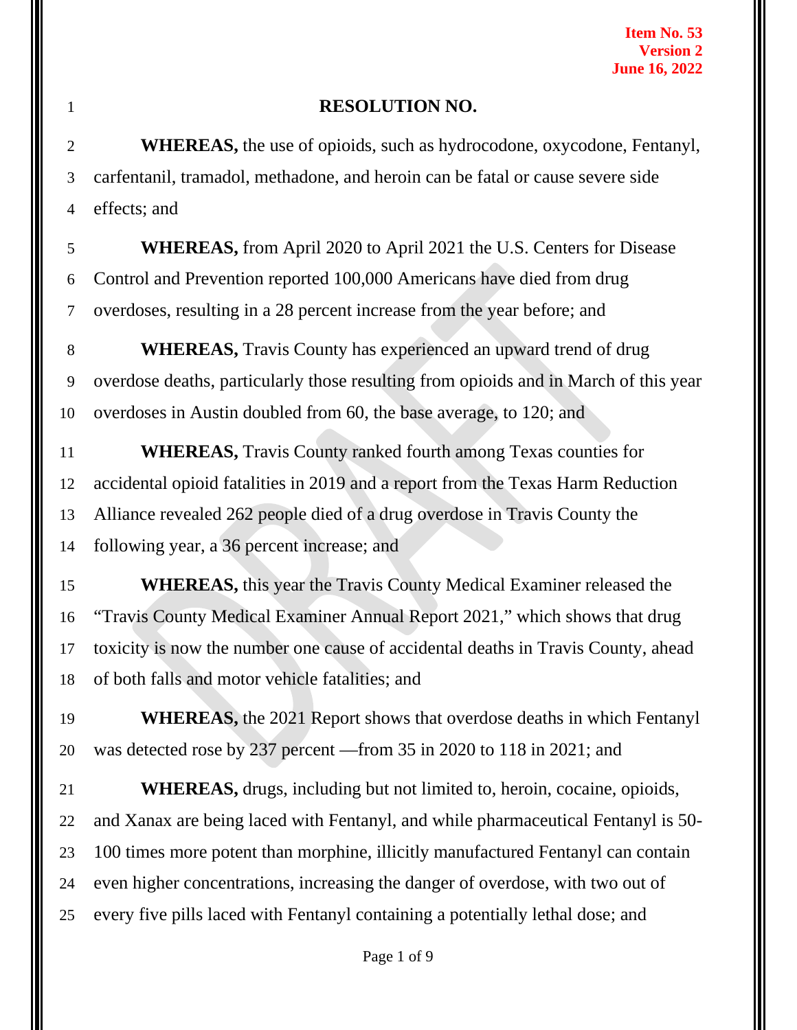**Item No. 53**
**Version 2**
**June 16, 2022**

## RESOLUTION NO.

**WHEREAS,** the use of opioids, such as hydrocodone, oxycodone, Fentanyl, carfentanil, tramadol, methadone, and heroin can be fatal or cause severe side effects; and

**WHEREAS,** from April 2020 to April 2021 the U.S. Centers for Disease Control and Prevention reported 100,000 Americans have died from drug overdoses, resulting in a 28 percent increase from the year before; and

**WHEREAS,** Travis County has experienced an upward trend of drug overdose deaths, particularly those resulting from opioids and in March of this year overdoses in Austin doubled from 60, the base average, to 120; and

**WHEREAS,** Travis County ranked fourth among Texas counties for accidental opioid fatalities in 2019 and a report from the Texas Harm Reduction Alliance revealed 262 people died of a drug overdose in Travis County the following year, a 36 percent increase; and

**WHEREAS,** this year the Travis County Medical Examiner released the "Travis County Medical Examiner Annual Report 2021," which shows that drug toxicity is now the number one cause of accidental deaths in Travis County, ahead of both falls and motor vehicle fatalities; and

**WHEREAS,** the 2021 Report shows that overdose deaths in which Fentanyl was detected rose by 237 percent —from 35 in 2020 to 118 in 2021; and

**WHEREAS,** drugs, including but not limited to, heroin, cocaine, opioids, and Xanax are being laced with Fentanyl, and while pharmaceutical Fentanyl is 50-100 times more potent than morphine, illicitly manufactured Fentanyl can contain even higher concentrations, increasing the danger of overdose, with two out of every five pills laced with Fentanyl containing a potentially lethal dose; and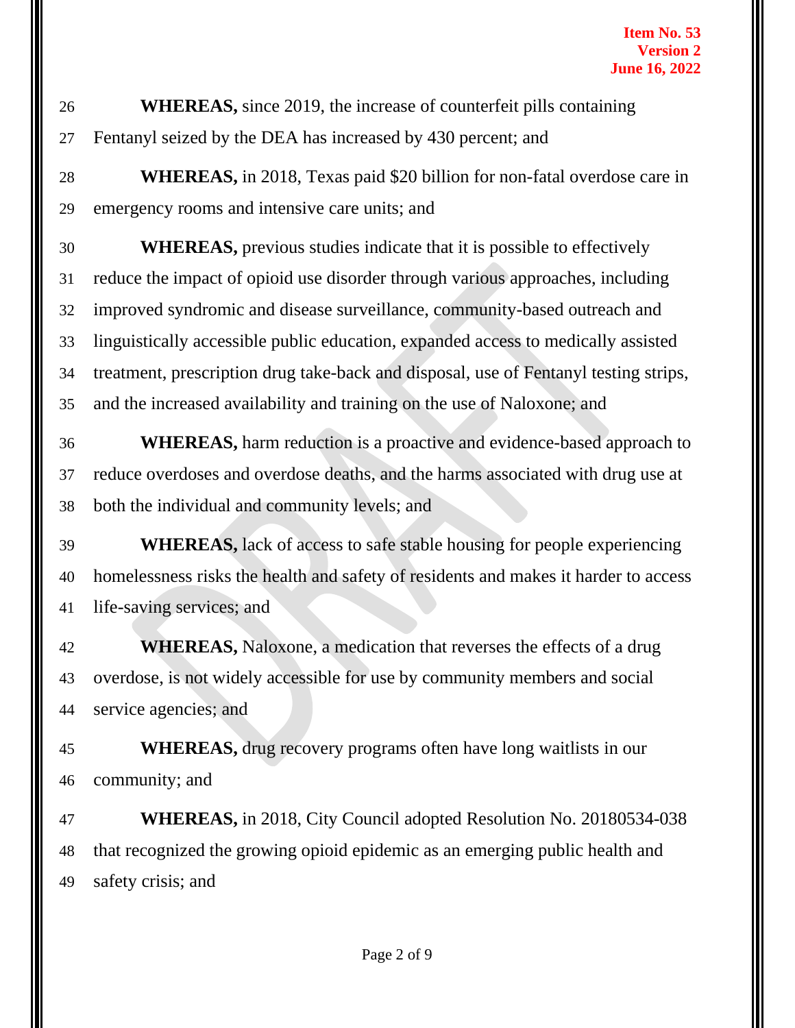**WHEREAS,** since 2019, the increase of counterfeit pills containing Fentanyl seized by the DEA has increased by 430 percent; and

**WHEREAS,** in 2018, Texas paid $20 billion for non-fatal overdose care in emergency rooms and intensive care units; and

**WHEREAS,** previous studies indicate that it is possible to effectively reduce the impact of opioid use disorder through various approaches, including improved syndromic and disease surveillance, community-based outreach and linguistically accessible public education, expanded access to medically assisted treatment, prescription drug take-back and disposal, use of Fentanyl testing strips, and the increased availability and training on the use of Naloxone; and

**WHEREAS,** harm reduction is a proactive and evidence-based approach to reduce overdoses and overdose deaths, and the harms associated with drug use at both the individual and community levels; and

**WHEREAS,** lack of access to safe stable housing for people experiencing homelessness risks the health and safety of residents and makes it harder to access life-saving services; and

**WHEREAS,** Naloxone, a medication that reverses the effects of a drug overdose, is not widely accessible for use by community members and social service agencies; and

**WHEREAS,** drug recovery programs often have long waitlists in our community; and

**WHEREAS,** in 2018, City Council adopted Resolution No. 20180534-038 that recognized the growing opioid epidemic as an emerging public health and safety crisis; and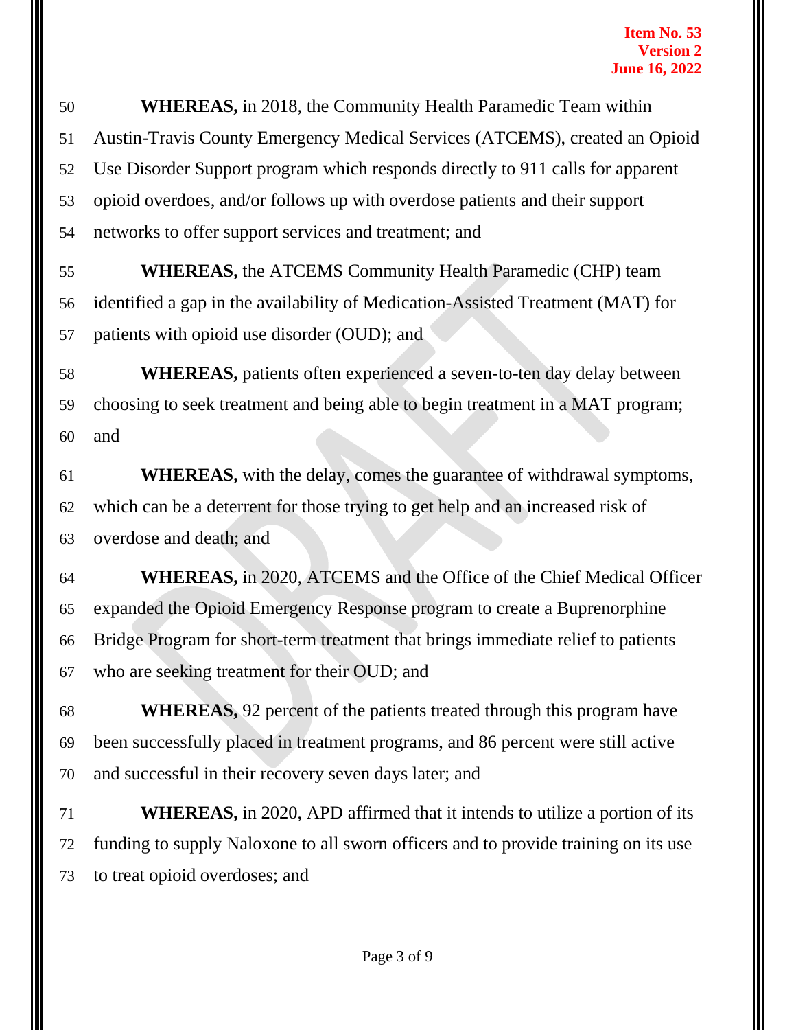**WHEREAS,** in 2018, the Community Health Paramedic Team within Austin-Travis County Emergency Medical Services (ATCEMS), created an Opioid Use Disorder Support program which responds directly to 911 calls for apparent opioid overdoes, and/or follows up with overdose patients and their support networks to offer support services and treatment; and

**WHEREAS,** the ATCEMS Community Health Paramedic (CHP) team identified a gap in the availability of Medication-Assisted Treatment (MAT) for patients with opioid use disorder (OUD); and

**WHEREAS,** patients often experienced a seven-to-ten day delay between choosing to seek treatment and being able to begin treatment in a MAT program; and

**WHEREAS,** with the delay, comes the guarantee of withdrawal symptoms, which can be a deterrent for those trying to get help and an increased risk of overdose and death; and

**WHEREAS,** in 2020, ATCEMS and the Office of the Chief Medical Officer expanded the Opioid Emergency Response program to create a Buprenorphine Bridge Program for short-term treatment that brings immediate relief to patients who are seeking treatment for their OUD; and

**WHEREAS,** 92 percent of the patients treated through this program have been successfully placed in treatment programs, and 86 percent were still active and successful in their recovery seven days later; and

**WHEREAS,** in 2020, APD affirmed that it intends to utilize a portion of its funding to supply Naloxone to all sworn officers and to provide training on its use to treat opioid overdoses; and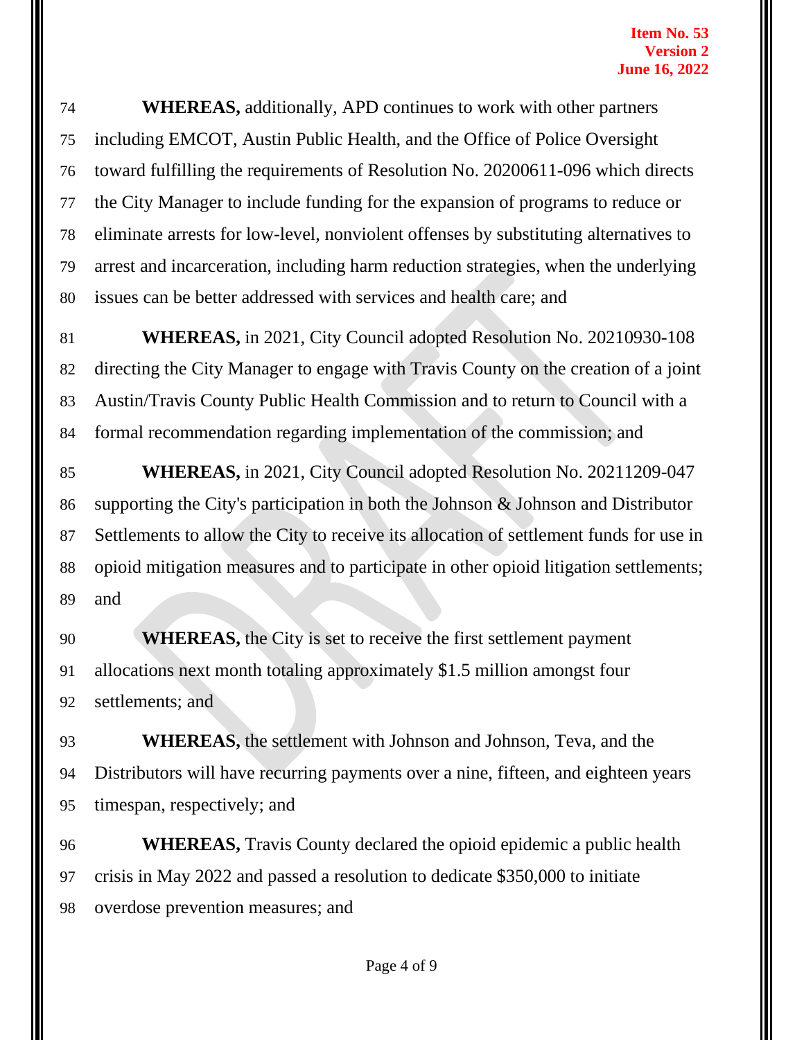**WHEREAS,** additionally, APD continues to work with other partners including EMCOT, Austin Public Health, and the Office of Police Oversight toward fulfilling the requirements of Resolution No. 20200611-096 which directs the City Manager to include funding for the expansion of programs to reduce or eliminate arrests for low-level, nonviolent offenses by substituting alternatives to arrest and incarceration, including harm reduction strategies, when the underlying issues can be better addressed with services and health care; and

**WHEREAS,** in 2021, City Council adopted Resolution No. 20210930-108 directing the City Manager to engage with Travis County on the creation of a joint Austin/Travis County Public Health Commission and to return to Council with a formal recommendation regarding implementation of the commission; and

**WHEREAS,** in 2021, City Council adopted Resolution No. 20211209-047 supporting the City's participation in both the Johnson & Johnson and Distributor Settlements to allow the City to receive its allocation of settlement funds for use in opioid mitigation measures and to participate in other opioid litigation settlements; and

**WHEREAS,** the City is set to receive the first settlement payment allocations next month totaling approximately $1.5 million amongst four settlements; and

**WHEREAS,** the settlement with Johnson and Johnson, Teva, and the Distributors will have recurring payments over a nine, fifteen, and eighteen years timespan, respectively; and

**WHEREAS,** Travis County declared the opioid epidemic a public health crisis in May 2022 and passed a resolution to dedicate $350,000 to initiate overdose prevention measures; and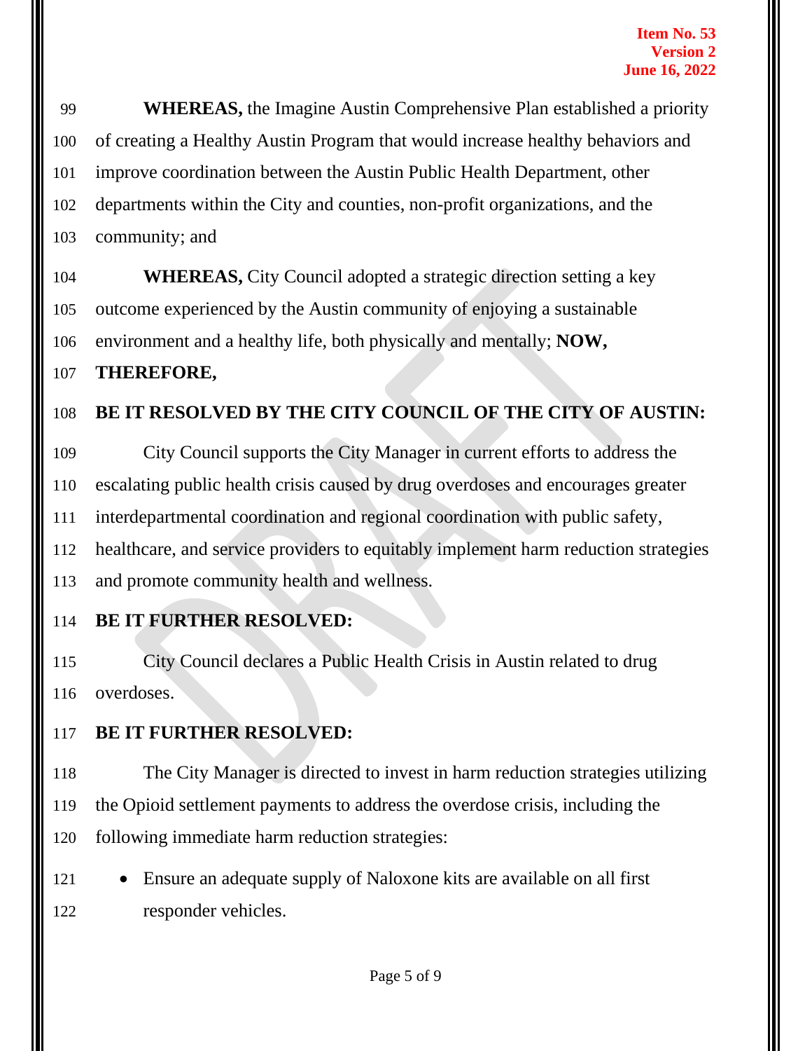**WHEREAS,** the Imagine Austin Comprehensive Plan established a priority of creating a Healthy Austin Program that would increase healthy behaviors and improve coordination between the Austin Public Health Department, other departments within the City and counties, non-profit organizations, and the community; and

**WHEREAS,** City Council adopted a strategic direction setting a key outcome experienced by the Austin community of enjoying a sustainable environment and a healthy life, both physically and mentally; **NOW, THEREFORE,**

**BE IT RESOLVED BY THE CITY COUNCIL OF THE CITY OF AUSTIN:**

City Council supports the City Manager in current efforts to address the escalating public health crisis caused by drug overdoses and encourages greater interdepartmental coordination and regional coordination with public safety, healthcare, and service providers to equitably implement harm reduction strategies and promote community health and wellness.

**BE IT FURTHER RESOLVED:**

City Council declares a Public Health Crisis in Austin related to drug overdoses.

**BE IT FURTHER RESOLVED:**

The City Manager is directed to invest in harm reduction strategies utilizing the Opioid settlement payments to address the overdose crisis, including the following immediate harm reduction strategies:

- Ensure an adequate supply of Naloxone kits are available on all first responder vehicles.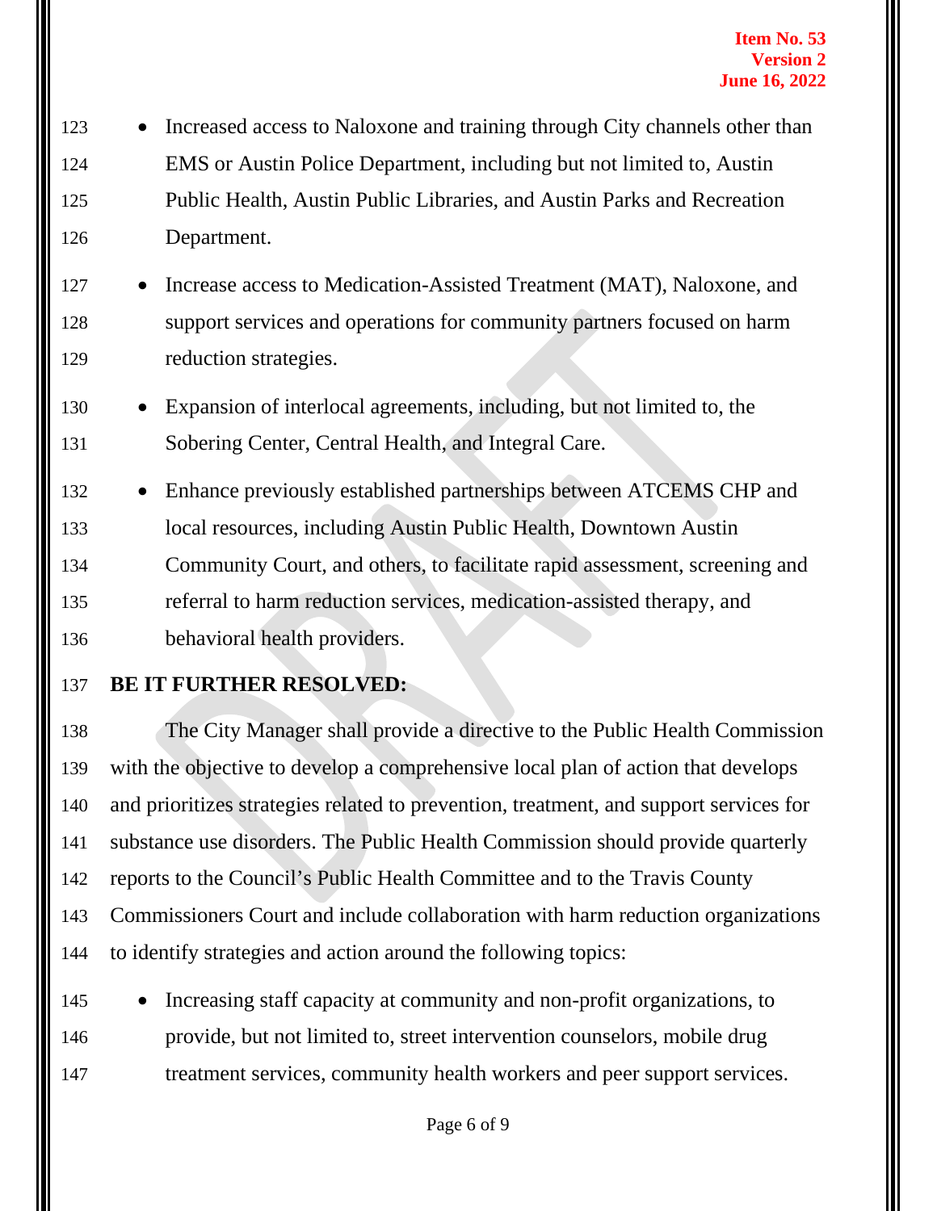- Increased access to Naloxone and training through City channels other than EMS or Austin Police Department, including but not limited to, Austin Public Health, Austin Public Libraries, and Austin Parks and Recreation Department.
- Increase access to Medication-Assisted Treatment (MAT), Naloxone, and support services and operations for community partners focused on harm reduction strategies.
- Expansion of interlocal agreements, including, but not limited to, the Sobering Center, Central Health, and Integral Care.
- Enhance previously established partnerships between ATCEMS CHP and local resources, including Austin Public Health, Downtown Austin Community Court, and others, to facilitate rapid assessment, screening and referral to harm reduction services, medication-assisted therapy, and behavioral health providers.

**BE IT FURTHER RESOLVED:**

The City Manager shall provide a directive to the Public Health Commission with the objective to develop a comprehensive local plan of action that develops and prioritizes strategies related to prevention, treatment, and support services for substance use disorders. The Public Health Commission should provide quarterly reports to the Council's Public Health Committee and to the Travis County Commissioners Court and include collaboration with harm reduction organizations to identify strategies and action around the following topics:

- Increasing staff capacity at community and non-profit organizations, to provide, but not limited to, street intervention counselors, mobile drug treatment services, community health workers and peer support services.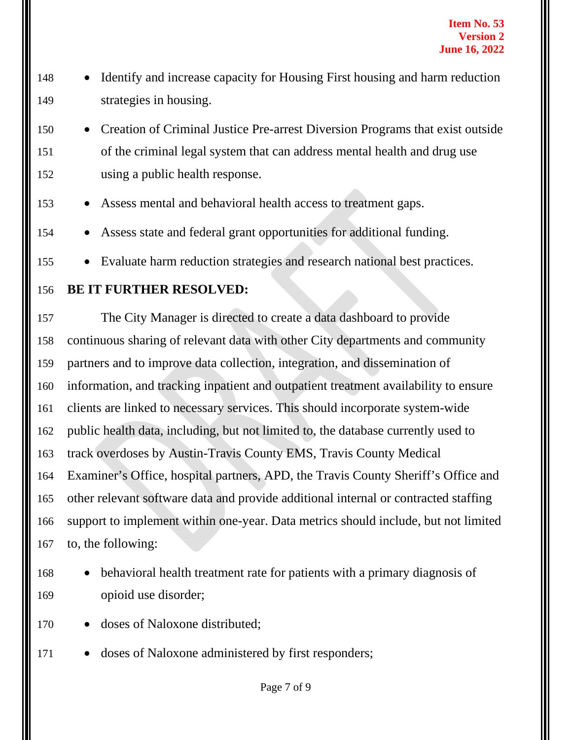- Identify and increase capacity for Housing First housing and harm reduction strategies in housing.
- Creation of Criminal Justice Pre-arrest Diversion Programs that exist outside of the criminal legal system that can address mental health and drug use using a public health response.
- Assess mental and behavioral health access to treatment gaps.
- Assess state and federal grant opportunities for additional funding.
- Evaluate harm reduction strategies and research national best practices.

**BE IT FURTHER RESOLVED:**

The City Manager is directed to create a data dashboard to provide continuous sharing of relevant data with other City departments and community partners and to improve data collection, integration, and dissemination of information, and tracking inpatient and outpatient treatment availability to ensure clients are linked to necessary services. This should incorporate system-wide public health data, including, but not limited to, the database currently used to track overdoses by Austin-Travis County EMS, Travis County Medical Examiner's Office, hospital partners, APD, the Travis County Sheriff's Office and other relevant software data and provide additional internal or contracted staffing support to implement within one-year. Data metrics should include, but not limited to, the following:

- behavioral health treatment rate for patients with a primary diagnosis of opioid use disorder;
- doses of Naloxone distributed;
- doses of Naloxone administered by first responders;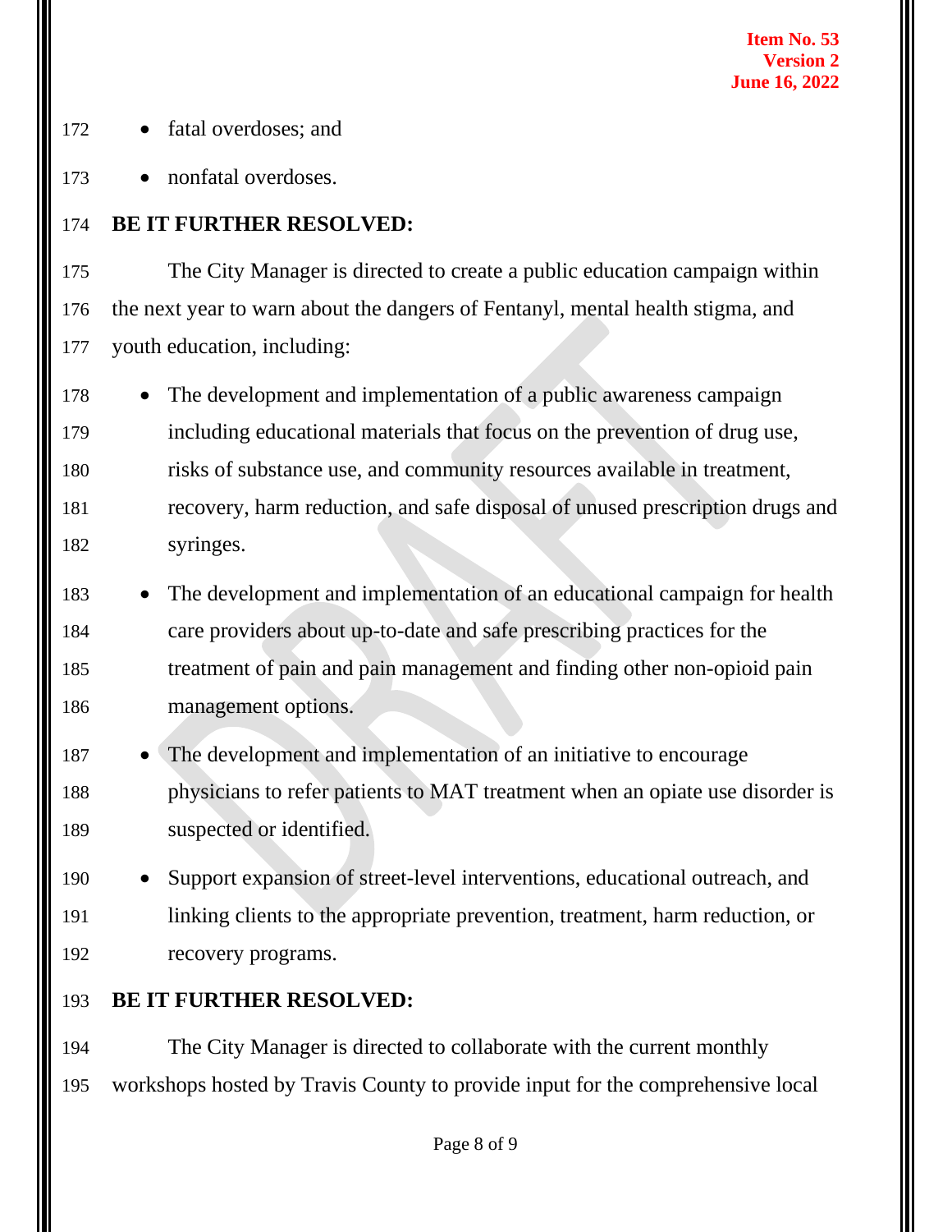- fatal overdoses; and
- nonfatal overdoses.

**BE IT FURTHER RESOLVED:**

The City Manager is directed to create a public education campaign within the next year to warn about the dangers of Fentanyl, mental health stigma, and youth education, including:

- The development and implementation of a public awareness campaign including educational materials that focus on the prevention of drug use, risks of substance use, and community resources available in treatment, recovery, harm reduction, and safe disposal of unused prescription drugs and syringes.
- The development and implementation of an educational campaign for health care providers about up-to-date and safe prescribing practices for the treatment of pain and pain management and finding other non-opioid pain management options.
- The development and implementation of an initiative to encourage physicians to refer patients to MAT treatment when an opiate use disorder is suspected or identified.
- Support expansion of street-level interventions, educational outreach, and linking clients to the appropriate prevention, treatment, harm reduction, or recovery programs.

**BE IT FURTHER RESOLVED:**

The City Manager is directed to collaborate with the current monthly workshops hosted by Travis County to provide input for the comprehensive local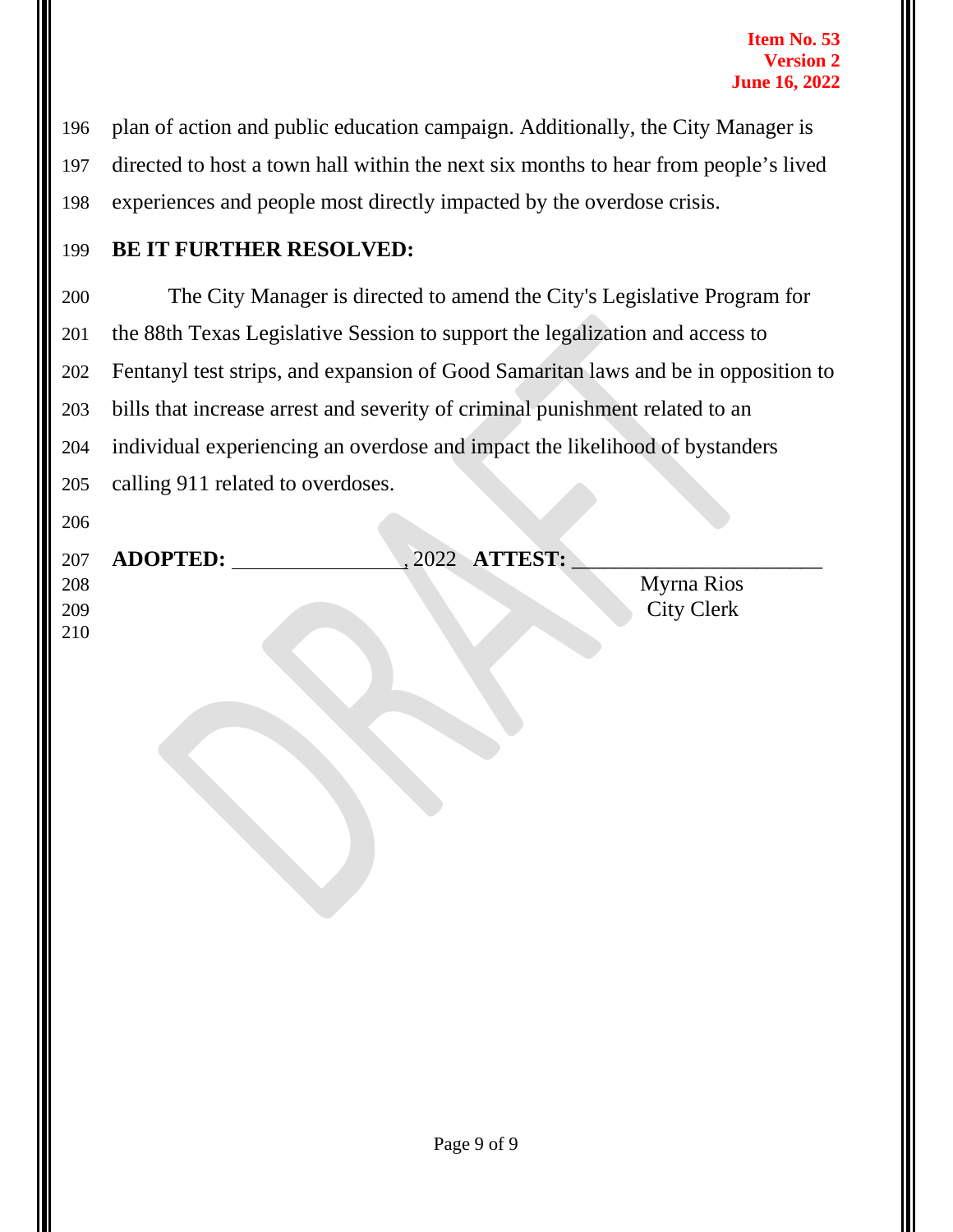plan of action and public education campaign. Additionally, the City Manager is directed to host a town hall within the next six months to hear from people's lived experiences and people most directly impacted by the overdose crisis.

**BE IT FURTHER RESOLVED:**

The City Manager is directed to amend the City's Legislative Program for the 88th Texas Legislative Session to support the legalization and access to Fentanyl test strips, and expansion of Good Samaritan laws and be in opposition to bills that increase arrest and severity of criminal punishment related to an individual experiencing an overdose and impact the likelihood of bystanders calling 911 related to overdoses.

**ADOPTED:** _______________, 2022 **ATTEST:** ______________________

Myrna Rios
City Clerk